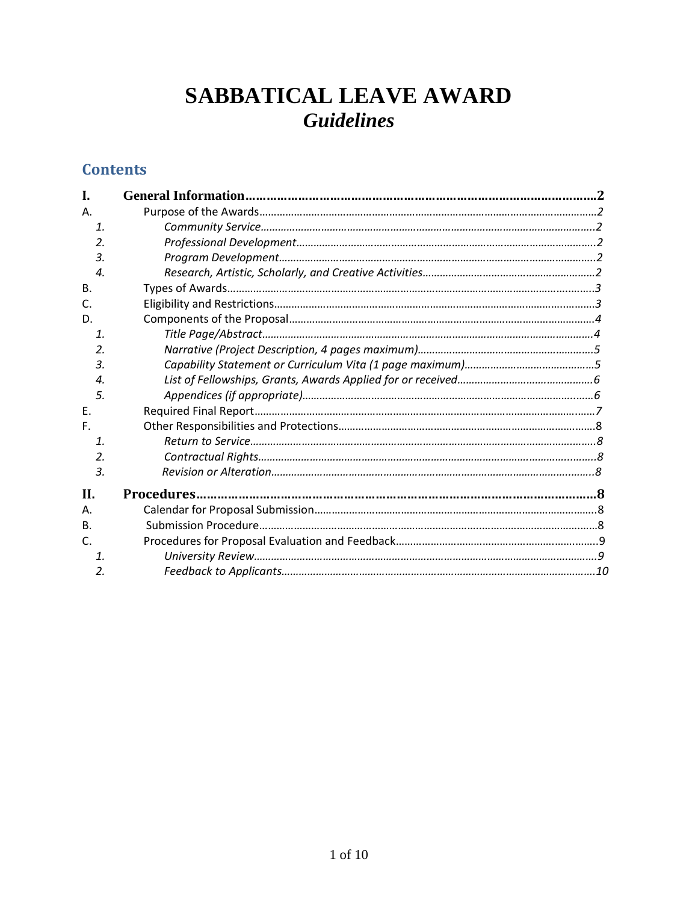# SABBATICAL LEAVE AWARD
## *Guidelines*

## Contents

**I. General Information……………………………………………………………………………..2**

A. Purpose of the Awards……………………………………………………………………………2

1. *Community Service………………………………………………………………………………2*
2. *Professional Development………………………………………………………………………2*
3. *Program Development……………………………………………………………………………2*
4. *Research, Artistic, Scholarly, and Creative Activities……………………………………………2*

B. Types of Awards……………………………………………………………………………………3

C. Eligibility and Restrictions………………………………………………………………………3

D. Components of the Proposal……………………………………………………………………4

1. *Title Page/Abstract………………………………………………………………………………4*
2. *Narrative (Project Description, 4 pages maximum)……………………………………………5*
3. *Capability Statement or Curriculum Vita (1 page maximum)……………………………………5*
4. *List of Fellowships, Grants, Awards Applied for or received……………………………………6*
5. *Appendices (if appropriate)………………………………………………………………………6*

E. Required Final Report……………………………………………………………………………7

F. Other Responsibilities and Protections…………………………………………………………8

1. *Return to Service…………………………………………………………………………………8*
2. *Contractual Rights………………………………………………………………………………8*
3. *Revision or Alteration……………………………………………………………………………8*

**II. Procedures……………………………………………………………………………………….8**

A. Calendar for Proposal Submission………………………………………………………………8

B. Submission Procedure……………………………………………………………………………8

C. Procedures for Proposal Evaluation and Feedback……………………………………………9

1. *University Review…………………………………………………………………………………9*
2. *Feedback to Applicants…………………………………………………………………………10*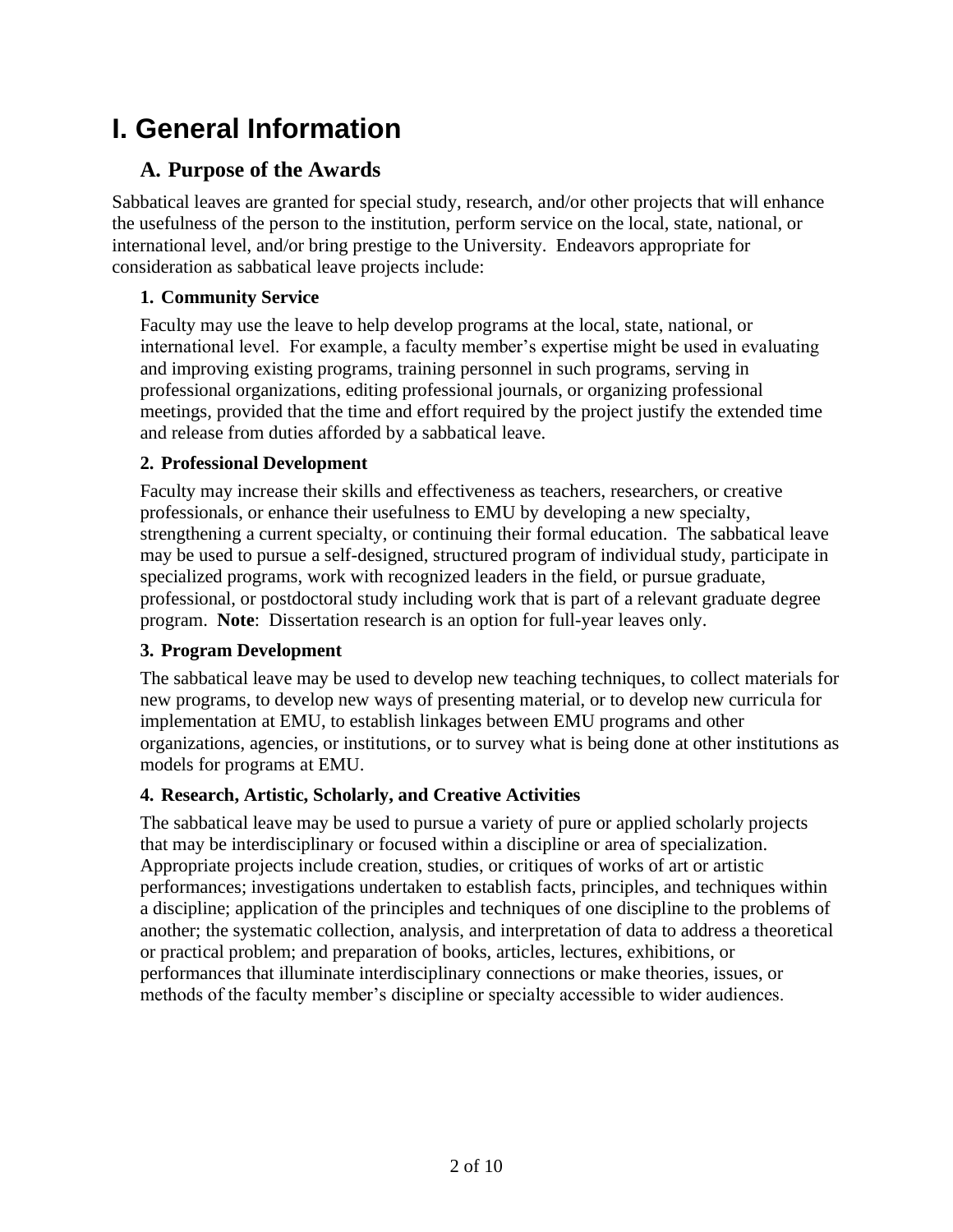# I. General Information

## A. Purpose of the Awards

Sabbatical leaves are granted for special study, research, and/or other projects that will enhance the usefulness of the person to the institution, perform service on the local, state, national, or international level, and/or bring prestige to the University. Endeavors appropriate for consideration as sabbatical leave projects include:

### 1. Community Service

Faculty may use the leave to help develop programs at the local, state, national, or international level. For example, a faculty member's expertise might be used in evaluating and improving existing programs, training personnel in such programs, serving in professional organizations, editing professional journals, or organizing professional meetings, provided that the time and effort required by the project justify the extended time and release from duties afforded by a sabbatical leave.

### 2. Professional Development

Faculty may increase their skills and effectiveness as teachers, researchers, or creative professionals, or enhance their usefulness to EMU by developing a new specialty, strengthening a current specialty, or continuing their formal education. The sabbatical leave may be used to pursue a self-designed, structured program of individual study, participate in specialized programs, work with recognized leaders in the field, or pursue graduate, professional, or postdoctoral study including work that is part of a relevant graduate degree program. **Note**: Dissertation research is an option for full-year leaves only.

### 3. Program Development

The sabbatical leave may be used to develop new teaching techniques, to collect materials for new programs, to develop new ways of presenting material, or to develop new curricula for implementation at EMU, to establish linkages between EMU programs and other organizations, agencies, or institutions, or to survey what is being done at other institutions as models for programs at EMU.

### 4. Research, Artistic, Scholarly, and Creative Activities

The sabbatical leave may be used to pursue a variety of pure or applied scholarly projects that may be interdisciplinary or focused within a discipline or area of specialization. Appropriate projects include creation, studies, or critiques of works of art or artistic performances; investigations undertaken to establish facts, principles, and techniques within a discipline; application of the principles and techniques of one discipline to the problems of another; the systematic collection, analysis, and interpretation of data to address a theoretical or practical problem; and preparation of books, articles, lectures, exhibitions, or performances that illuminate interdisciplinary connections or make theories, issues, or methods of the faculty member's discipline or specialty accessible to wider audiences.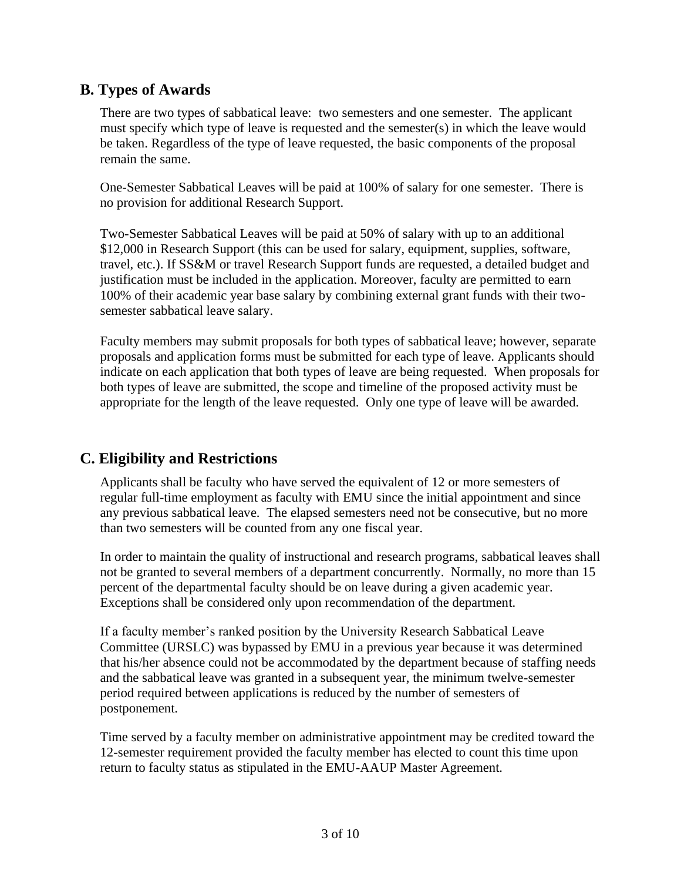## B. Types of Awards

There are two types of sabbatical leave: two semesters and one semester. The applicant must specify which type of leave is requested and the semester(s) in which the leave would be taken. Regardless of the type of leave requested, the basic components of the proposal remain the same.

One-Semester Sabbatical Leaves will be paid at 100% of salary for one semester. There is no provision for additional Research Support.

Two-Semester Sabbatical Leaves will be paid at 50% of salary with up to an additional $12,000 in Research Support (this can be used for salary, equipment, supplies, software, travel, etc.). If SS&M or travel Research Support funds are requested, a detailed budget and justification must be included in the application. Moreover, faculty are permitted to earn 100% of their academic year base salary by combining external grant funds with their two-semester sabbatical leave salary.

Faculty members may submit proposals for both types of sabbatical leave; however, separate proposals and application forms must be submitted for each type of leave. Applicants should indicate on each application that both types of leave are being requested. When proposals for both types of leave are submitted, the scope and timeline of the proposed activity must be appropriate for the length of the leave requested. Only one type of leave will be awarded.

## C. Eligibility and Restrictions

Applicants shall be faculty who have served the equivalent of 12 or more semesters of regular full-time employment as faculty with EMU since the initial appointment and since any previous sabbatical leave. The elapsed semesters need not be consecutive, but no more than two semesters will be counted from any one fiscal year.

In order to maintain the quality of instructional and research programs, sabbatical leaves shall not be granted to several members of a department concurrently. Normally, no more than 15 percent of the departmental faculty should be on leave during a given academic year. Exceptions shall be considered only upon recommendation of the department.

If a faculty member's ranked position by the University Research Sabbatical Leave Committee (URSLC) was bypassed by EMU in a previous year because it was determined that his/her absence could not be accommodated by the department because of staffing needs and the sabbatical leave was granted in a subsequent year, the minimum twelve-semester period required between applications is reduced by the number of semesters of postponement.

Time served by a faculty member on administrative appointment may be credited toward the 12-semester requirement provided the faculty member has elected to count this time upon return to faculty status as stipulated in the EMU-AAUP Master Agreement.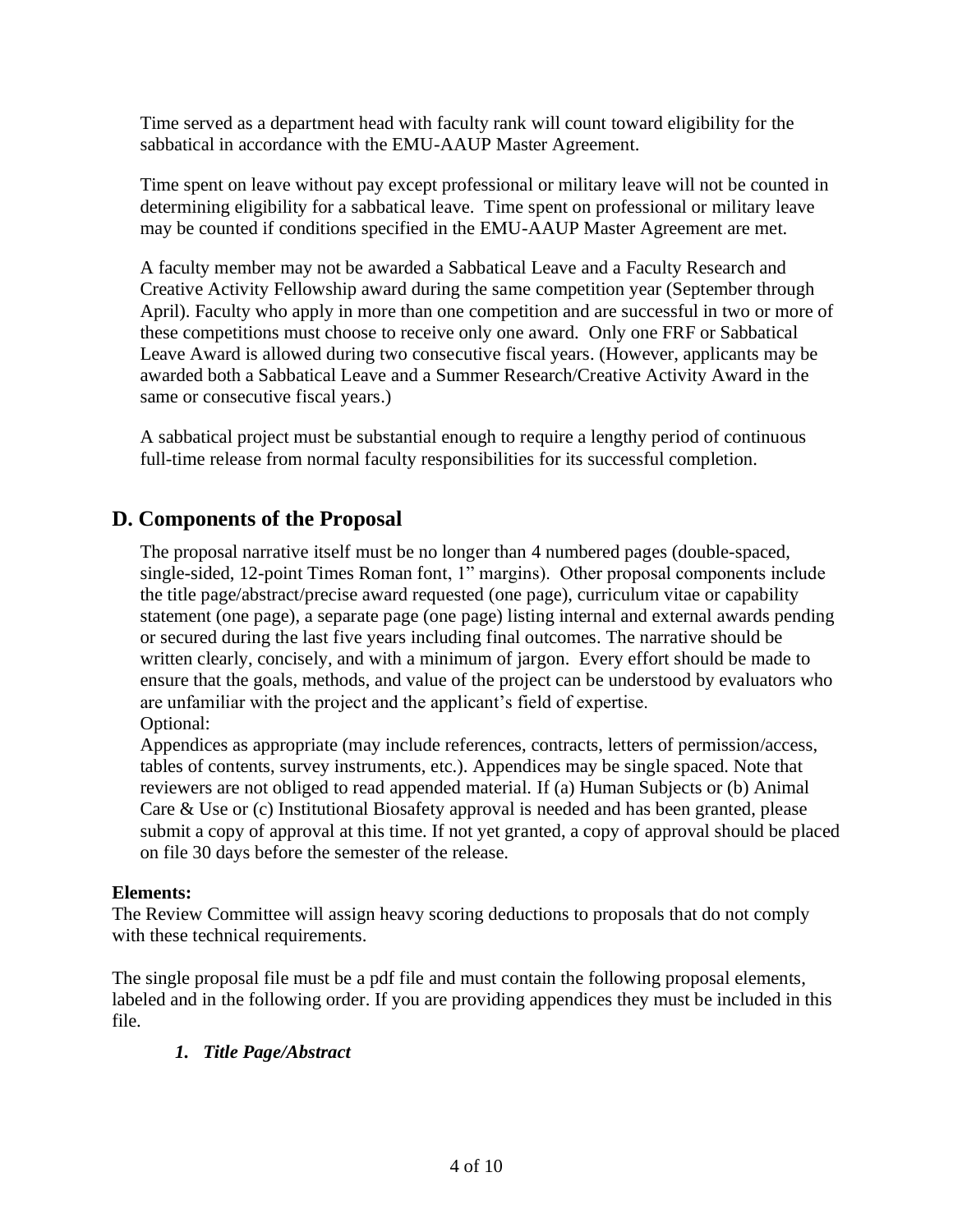Time served as a department head with faculty rank will count toward eligibility for the sabbatical in accordance with the EMU-AAUP Master Agreement.

Time spent on leave without pay except professional or military leave will not be counted in determining eligibility for a sabbatical leave. Time spent on professional or military leave may be counted if conditions specified in the EMU-AAUP Master Agreement are met.

A faculty member may not be awarded a Sabbatical Leave and a Faculty Research and Creative Activity Fellowship award during the same competition year (September through April). Faculty who apply in more than one competition and are successful in two or more of these competitions must choose to receive only one award. Only one FRF or Sabbatical Leave Award is allowed during two consecutive fiscal years. (However, applicants may be awarded both a Sabbatical Leave and a Summer Research/Creative Activity Award in the same or consecutive fiscal years.)

A sabbatical project must be substantial enough to require a lengthy period of continuous full-time release from normal faculty responsibilities for its successful completion.

## D. Components of the Proposal

The proposal narrative itself must be no longer than 4 numbered pages (double-spaced, single-sided, 12-point Times Roman font, 1" margins). Other proposal components include the title page/abstract/precise award requested (one page), curriculum vitae or capability statement (one page), a separate page (one page) listing internal and external awards pending or secured during the last five years including final outcomes. The narrative should be written clearly, concisely, and with a minimum of jargon. Every effort should be made to ensure that the goals, methods, and value of the project can be understood by evaluators who are unfamiliar with the project and the applicant's field of expertise.
Optional:
Appendices as appropriate (may include references, contracts, letters of permission/access, tables of contents, survey instruments, etc.). Appendices may be single spaced. Note that reviewers are not obliged to read appended material. If (a) Human Subjects or (b) Animal Care & Use or (c) Institutional Biosafety approval is needed and has been granted, please submit a copy of approval at this time. If not yet granted, a copy of approval should be placed on file 30 days before the semester of the release.

**Elements:**
The Review Committee will assign heavy scoring deductions to proposals that do not comply with these technical requirements.

The single proposal file must be a pdf file and must contain the following proposal elements, labeled and in the following order. If you are providing appendices they must be included in this file.

1. ***Title Page/Abstract***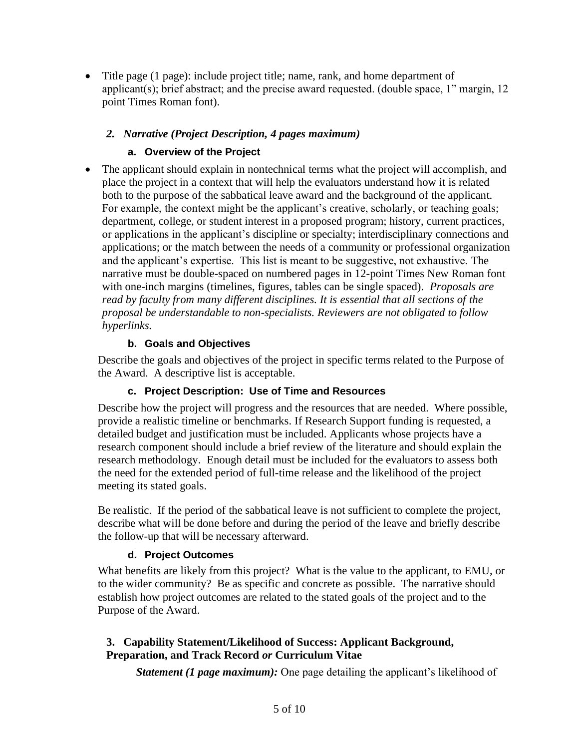- Title page (1 page): include project title; name, rank, and home department of applicant(s); brief abstract; and the precise award requested. (double space, 1" margin, 12 point Times Roman font).

## *2. Narrative (Project Description, 4 pages maximum)*

### a. Overview of the Project

- The applicant should explain in nontechnical terms what the project will accomplish, and place the project in a context that will help the evaluators understand how it is related both to the purpose of the sabbatical leave award and the background of the applicant. For example, the context might be the applicant's creative, scholarly, or teaching goals; department, college, or student interest in a proposed program; history, current practices, or applications in the applicant's discipline or specialty; interdisciplinary connections and applications; or the match between the needs of a community or professional organization and the applicant's expertise. This list is meant to be suggestive, not exhaustive. The narrative must be double-spaced on numbered pages in 12-point Times New Roman font with one-inch margins (timelines, figures, tables can be single spaced). *Proposals are read by faculty from many different disciplines. It is essential that all sections of the proposal be understandable to non-specialists. Reviewers are not obligated to follow hyperlinks.*

### b. Goals and Objectives

Describe the goals and objectives of the project in specific terms related to the Purpose of the Award. A descriptive list is acceptable.

### c. Project Description: Use of Time and Resources

Describe how the project will progress and the resources that are needed. Where possible, provide a realistic timeline or benchmarks. If Research Support funding is requested, a detailed budget and justification must be included. Applicants whose projects have a research component should include a brief review of the literature and should explain the research methodology. Enough detail must be included for the evaluators to assess both the need for the extended period of full-time release and the likelihood of the project meeting its stated goals.

Be realistic. If the period of the sabbatical leave is not sufficient to complete the project, describe what will be done before and during the period of the leave and briefly describe the follow-up that will be necessary afterward.

### d. Project Outcomes

What benefits are likely from this project? What is the value to the applicant, to EMU, or to the wider community? Be as specific and concrete as possible. The narrative should establish how project outcomes are related to the stated goals of the project and to the Purpose of the Award.

## 3. Capability Statement/Likelihood of Success: Applicant Background, Preparation, and Track Record *or* Curriculum Vitae

***Statement (1 page maximum):*** One page detailing the applicant's likelihood of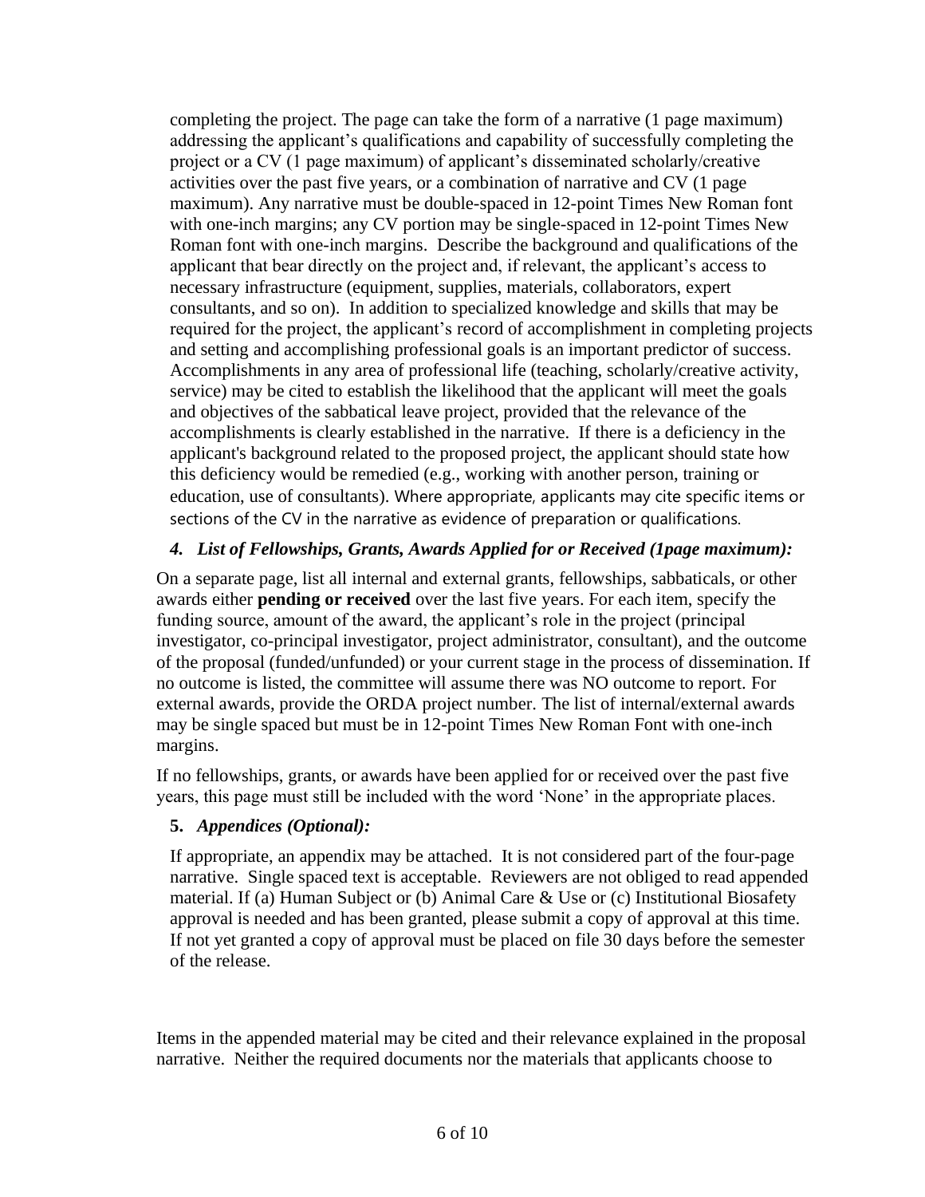completing the project. The page can take the form of a narrative (1 page maximum) addressing the applicant's qualifications and capability of successfully completing the project or a CV (1 page maximum) of applicant's disseminated scholarly/creative activities over the past five years, or a combination of narrative and CV (1 page maximum). Any narrative must be double-spaced in 12-point Times New Roman font with one-inch margins; any CV portion may be single-spaced in 12-point Times New Roman font with one-inch margins. Describe the background and qualifications of the applicant that bear directly on the project and, if relevant, the applicant's access to necessary infrastructure (equipment, supplies, materials, collaborators, expert consultants, and so on). In addition to specialized knowledge and skills that may be required for the project, the applicant's record of accomplishment in completing projects and setting and accomplishing professional goals is an important predictor of success. Accomplishments in any area of professional life (teaching, scholarly/creative activity, service) may be cited to establish the likelihood that the applicant will meet the goals and objectives of the sabbatical leave project, provided that the relevance of the accomplishments is clearly established in the narrative. If there is a deficiency in the applicant's background related to the proposed project, the applicant should state how this deficiency would be remedied (e.g., working with another person, training or education, use of consultants). Where appropriate, applicants may cite specific items or sections of the CV in the narrative as evidence of preparation or qualifications.

### *4. List of Fellowships, Grants, Awards Applied for or Received (1page maximum):*

On a separate page, list all internal and external grants, fellowships, sabbaticals, or other awards either **pending or received** over the last five years. For each item, specify the funding source, amount of the award, the applicant's role in the project (principal investigator, co-principal investigator, project administrator, consultant), and the outcome of the proposal (funded/unfunded) or your current stage in the process of dissemination. If no outcome is listed, the committee will assume there was NO outcome to report. For external awards, provide the ORDA project number. The list of internal/external awards may be single spaced but must be in 12-point Times New Roman Font with one-inch margins.

If no fellowships, grants, or awards have been applied for or received over the past five years, this page must still be included with the word 'None' in the appropriate places.

### **5.** *Appendices (Optional):*

If appropriate, an appendix may be attached. It is not considered part of the four-page narrative. Single spaced text is acceptable. Reviewers are not obliged to read appended material. If (a) Human Subject or (b) Animal Care & Use or (c) Institutional Biosafety approval is needed and has been granted, please submit a copy of approval at this time. If not yet granted a copy of approval must be placed on file 30 days before the semester of the release.

Items in the appended material may be cited and their relevance explained in the proposal narrative. Neither the required documents nor the materials that applicants choose to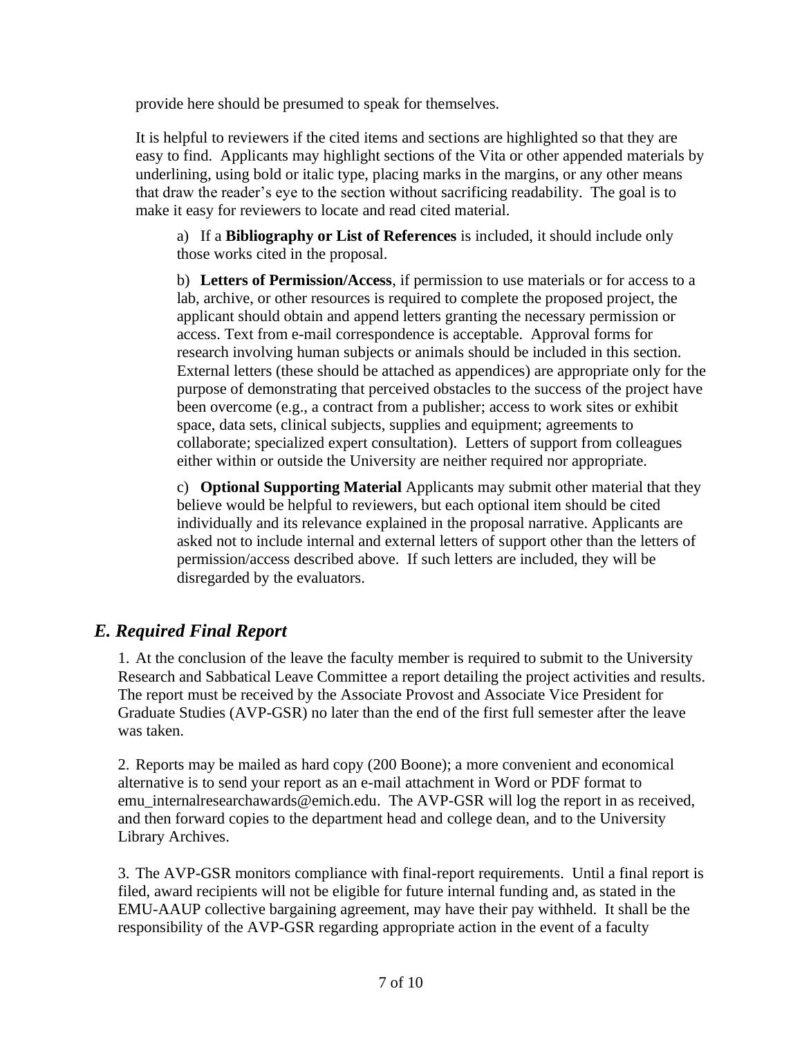provide here should be presumed to speak for themselves.

It is helpful to reviewers if the cited items and sections are highlighted so that they are easy to find. Applicants may highlight sections of the Vita or other appended materials by underlining, using bold or italic type, placing marks in the margins, or any other means that draw the reader's eye to the section without sacrificing readability. The goal is to make it easy for reviewers to locate and read cited material.

a) If a **Bibliography or List of References** is included, it should include only those works cited in the proposal.

b) **Letters of Permission/Access**, if permission to use materials or for access to a lab, archive, or other resources is required to complete the proposed project, the applicant should obtain and append letters granting the necessary permission or access. Text from e-mail correspondence is acceptable. Approval forms for research involving human subjects or animals should be included in this section. External letters (these should be attached as appendices) are appropriate only for the purpose of demonstrating that perceived obstacles to the success of the project have been overcome (e.g., a contract from a publisher; access to work sites or exhibit space, data sets, clinical subjects, supplies and equipment; agreements to collaborate; specialized expert consultation). Letters of support from colleagues either within or outside the University are neither required nor appropriate.

c) **Optional Supporting Material** Applicants may submit other material that they believe would be helpful to reviewers, but each optional item should be cited individually and its relevance explained in the proposal narrative. Applicants are asked not to include internal and external letters of support other than the letters of permission/access described above. If such letters are included, they will be disregarded by the evaluators.

## *E. Required Final Report*

1. At the conclusion of the leave the faculty member is required to submit to the University Research and Sabbatical Leave Committee a report detailing the project activities and results. The report must be received by the Associate Provost and Associate Vice President for Graduate Studies (AVP-GSR) no later than the end of the first full semester after the leave was taken.

2. Reports may be mailed as hard copy (200 Boone); a more convenient and economical alternative is to send your report as an e-mail attachment in Word or PDF format to emu_internalresearchawards@emich.edu. The AVP-GSR will log the report in as received, and then forward copies to the department head and college dean, and to the University Library Archives.

3. The AVP-GSR monitors compliance with final-report requirements. Until a final report is filed, award recipients will not be eligible for future internal funding and, as stated in the EMU-AAUP collective bargaining agreement, may have their pay withheld. It shall be the responsibility of the AVP-GSR regarding appropriate action in the event of a faculty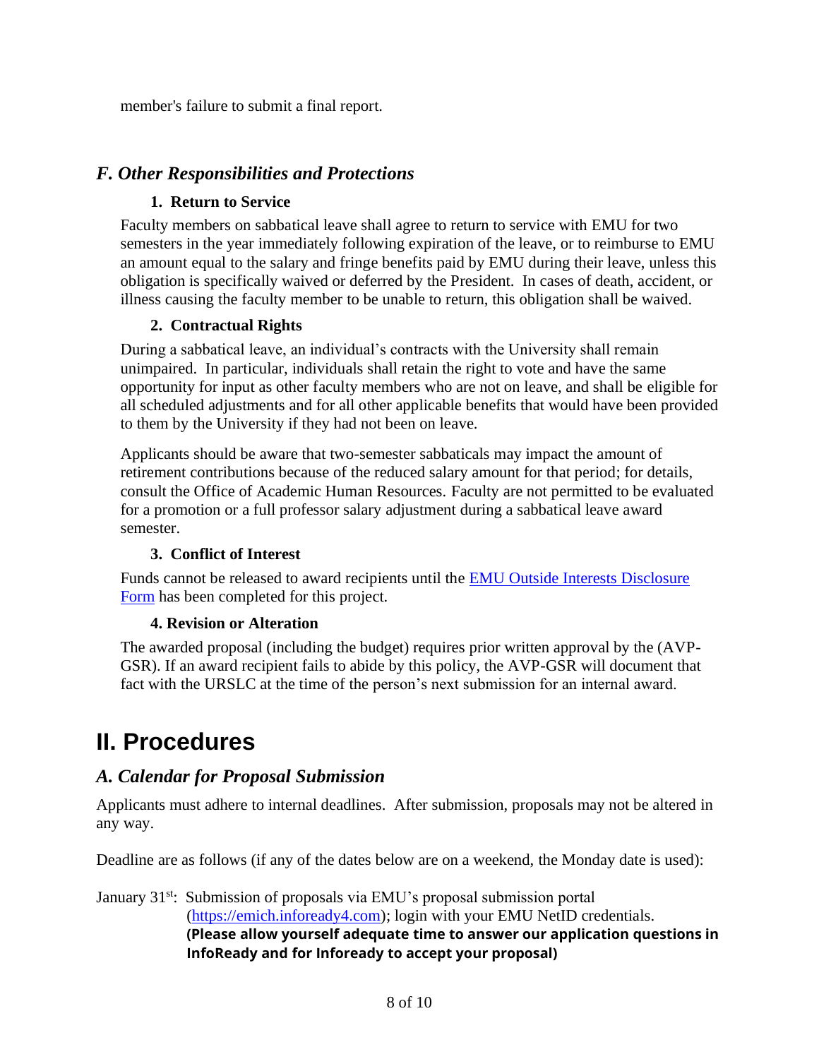member's failure to submit a final report.

## *F. Other Responsibilities and Protections*

### 1. Return to Service

Faculty members on sabbatical leave shall agree to return to service with EMU for two semesters in the year immediately following expiration of the leave, or to reimburse to EMU an amount equal to the salary and fringe benefits paid by EMU during their leave, unless this obligation is specifically waived or deferred by the President. In cases of death, accident, or illness causing the faculty member to be unable to return, this obligation shall be waived.

### 2. Contractual Rights

During a sabbatical leave, an individual's contracts with the University shall remain unimpaired. In particular, individuals shall retain the right to vote and have the same opportunity for input as other faculty members who are not on leave, and shall be eligible for all scheduled adjustments and for all other applicable benefits that would have been provided to them by the University if they had not been on leave.

Applicants should be aware that two-semester sabbaticals may impact the amount of retirement contributions because of the reduced salary amount for that period; for details, consult the Office of Academic Human Resources. Faculty are not permitted to be evaluated for a promotion or a full professor salary adjustment during a sabbatical leave award semester.

### 3. Conflict of Interest

Funds cannot be released to award recipients until the EMU Outside Interests Disclosure Form has been completed for this project.

### 4. Revision or Alteration

The awarded proposal (including the budget) requires prior written approval by the (AVP-GSR). If an award recipient fails to abide by this policy, the AVP-GSR will document that fact with the URSLC at the time of the person's next submission for an internal award.

# II. Procedures

## *A. Calendar for Proposal Submission*

Applicants must adhere to internal deadlines. After submission, proposals may not be altered in any way.

Deadline are as follows (if any of the dates below are on a weekend, the Monday date is used):

January 31st: Submission of proposals via EMU's proposal submission portal (https://emich.infoready4.com); login with your EMU NetID credentials. **(Please allow yourself adequate time to answer our application questions in InfoReady and for Infoready to accept your proposal)**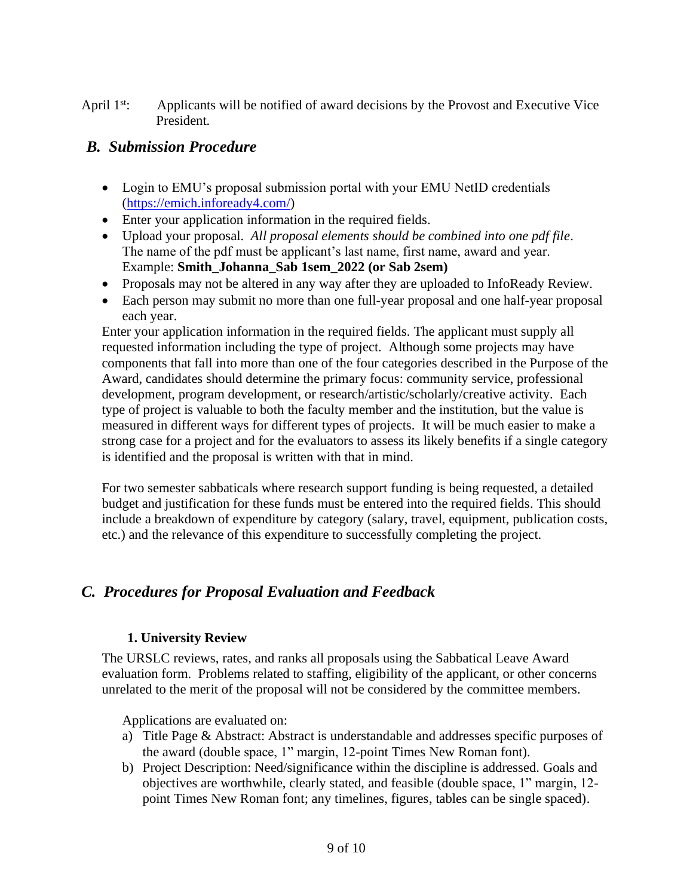April 1st: Applicants will be notified of award decisions by the Provost and Executive Vice President.

## *B. Submission Procedure*

- Login to EMU's proposal submission portal with your EMU NetID credentials (https://emich.infoready4.com/)
- Enter your application information in the required fields.
- Upload your proposal. *All proposal elements should be combined into one pdf file*. The name of the pdf must be applicant's last name, first name, award and year. Example: **Smith_Johanna_Sab 1sem_2022 (or Sab 2sem)**
- Proposals may not be altered in any way after they are uploaded to InfoReady Review.
- Each person may submit no more than one full-year proposal and one half-year proposal each year.

Enter your application information in the required fields. The applicant must supply all requested information including the type of project. Although some projects may have components that fall into more than one of the four categories described in the Purpose of the Award, candidates should determine the primary focus: community service, professional development, program development, or research/artistic/scholarly/creative activity. Each type of project is valuable to both the faculty member and the institution, but the value is measured in different ways for different types of projects. It will be much easier to make a strong case for a project and for the evaluators to assess its likely benefits if a single category is identified and the proposal is written with that in mind.

For two semester sabbaticals where research support funding is being requested, a detailed budget and justification for these funds must be entered into the required fields. This should include a breakdown of expenditure by category (salary, travel, equipment, publication costs, etc.) and the relevance of this expenditure to successfully completing the project.

## *C. Procedures for Proposal Evaluation and Feedback*

### 1. University Review

The URSLC reviews, rates, and ranks all proposals using the Sabbatical Leave Award evaluation form. Problems related to staffing, eligibility of the applicant, or other concerns unrelated to the merit of the proposal will not be considered by the committee members.

Applications are evaluated on:

a) Title Page & Abstract: Abstract is understandable and addresses specific purposes of the award (double space, 1" margin, 12-point Times New Roman font).
b) Project Description: Need/significance within the discipline is addressed. Goals and objectives are worthwhile, clearly stated, and feasible (double space, 1" margin, 12-point Times New Roman font; any timelines, figures, tables can be single spaced).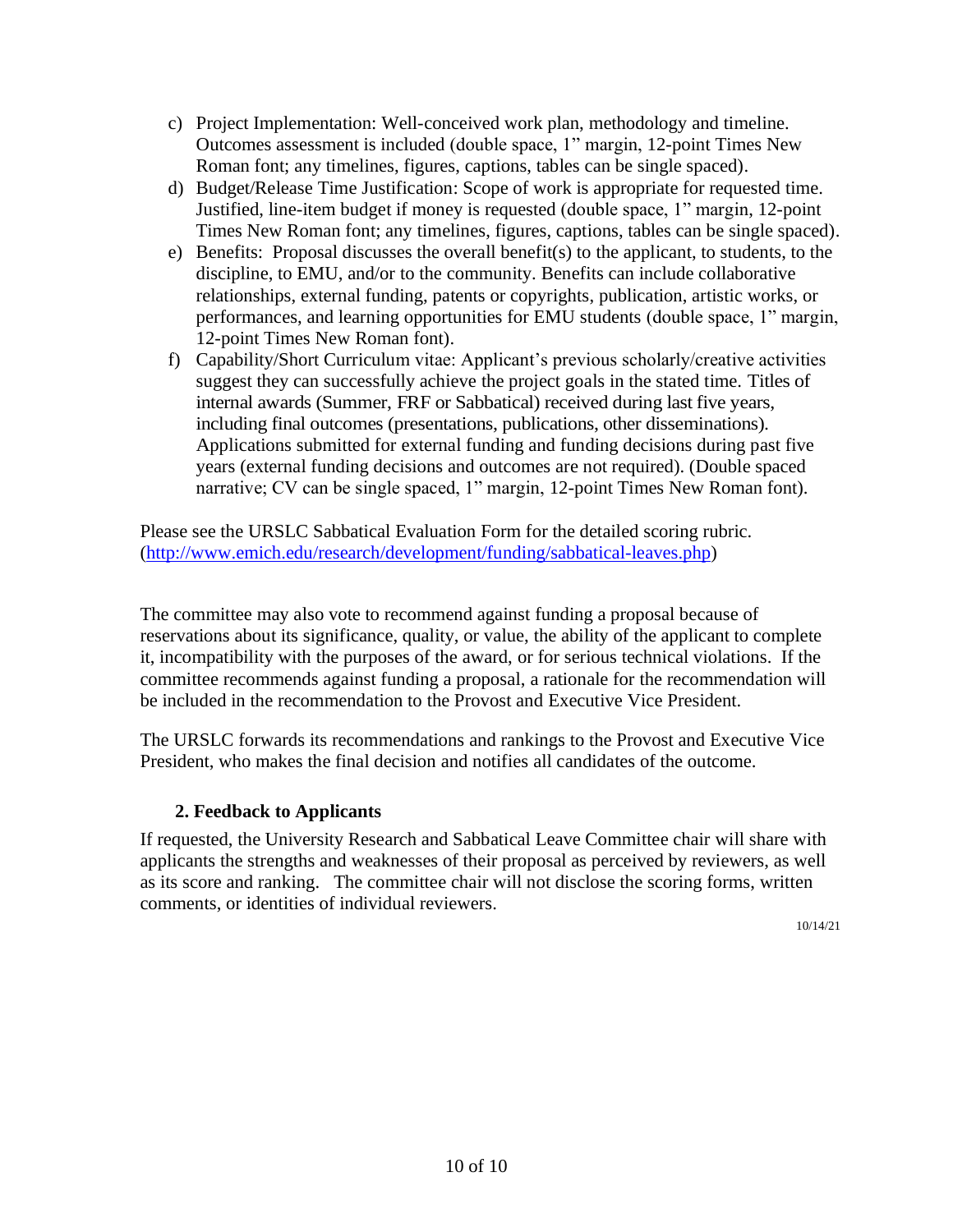c) Project Implementation: Well-conceived work plan, methodology and timeline. Outcomes assessment is included (double space, 1" margin, 12-point Times New Roman font; any timelines, figures, captions, tables can be single spaced).

d) Budget/Release Time Justification: Scope of work is appropriate for requested time. Justified, line-item budget if money is requested (double space, 1" margin, 12-point Times New Roman font; any timelines, figures, captions, tables can be single spaced).

e) Benefits: Proposal discusses the overall benefit(s) to the applicant, to students, to the discipline, to EMU, and/or to the community. Benefits can include collaborative relationships, external funding, patents or copyrights, publication, artistic works, or performances, and learning opportunities for EMU students (double space, 1" margin, 12-point Times New Roman font).

f) Capability/Short Curriculum vitae: Applicant's previous scholarly/creative activities suggest they can successfully achieve the project goals in the stated time. Titles of internal awards (Summer, FRF or Sabbatical) received during last five years, including final outcomes (presentations, publications, other disseminations). Applications submitted for external funding and funding decisions during past five years (external funding decisions and outcomes are not required). (Double spaced narrative; CV can be single spaced, 1" margin, 12-point Times New Roman font).

Please see the URSLC Sabbatical Evaluation Form for the detailed scoring rubric. (http://www.emich.edu/research/development/funding/sabbatical-leaves.php)

The committee may also vote to recommend against funding a proposal because of reservations about its significance, quality, or value, the ability of the applicant to complete it, incompatibility with the purposes of the award, or for serious technical violations. If the committee recommends against funding a proposal, a rationale for the recommendation will be included in the recommendation to the Provost and Executive Vice President.

The URSLC forwards its recommendations and rankings to the Provost and Executive Vice President, who makes the final decision and notifies all candidates of the outcome.

**2. Feedback to Applicants**

If requested, the University Research and Sabbatical Leave Committee chair will share with applicants the strengths and weaknesses of their proposal as perceived by reviewers, as well as its score and ranking. The committee chair will not disclose the scoring forms, written comments, or identities of individual reviewers.

10/14/21